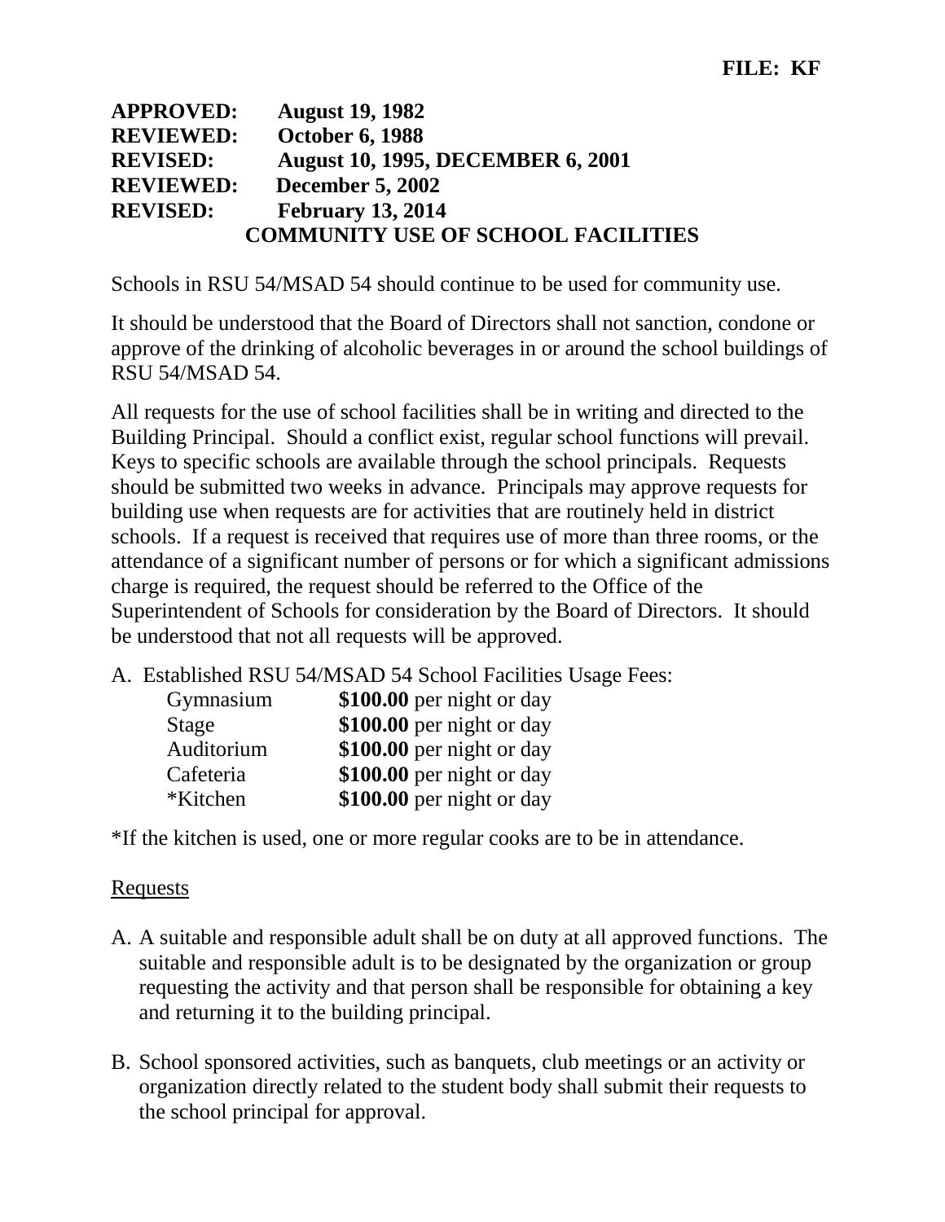**FILE: KF**

**APPROVED:** **August 19, 1982**
**REVIEWED:** **October 6, 1988**
**REVISED:** **August 10, 1995, DECEMBER 6, 2001**
**REVIEWED:** **December 5, 2002**
**REVISED:** **February 13, 2014**

# COMMUNITY USE OF SCHOOL FACILITIES

Schools in RSU 54/MSAD 54 should continue to be used for community use.

It should be understood that the Board of Directors shall not sanction, condone or approve of the drinking of alcoholic beverages in or around the school buildings of RSU 54/MSAD 54.

All requests for the use of school facilities shall be in writing and directed to the Building Principal. Should a conflict exist, regular school functions will prevail. Keys to specific schools are available through the school principals. Requests should be submitted two weeks in advance. Principals may approve requests for building use when requests are for activities that are routinely held in district schools. If a request is received that requires use of more than three rooms, or the attendance of a significant number of persons or for which a significant admissions charge is required, the request should be referred to the Office of the Superintendent of Schools for consideration by the Board of Directors. It should be understood that not all requests will be approved.

A. Established RSU 54/MSAD 54 School Facilities Usage Fees:

| Facility | Fee |
|---|---|
| Gymnasium | **$100.00** per night or day |
| Stage | **$100.00** per night or day |
| Auditorium | **$100.00** per night or day |
| Cafeteria | **$100.00** per night or day |
| *Kitchen | **$100.00** per night or day |

*If the kitchen is used, one or more regular cooks are to be in attendance.

## Requests

A. A suitable and responsible adult shall be on duty at all approved functions. The suitable and responsible adult is to be designated by the organization or group requesting the activity and that person shall be responsible for obtaining a key and returning it to the building principal.

B. School sponsored activities, such as banquets, club meetings or an activity or organization directly related to the student body shall submit their requests to the school principal for approval.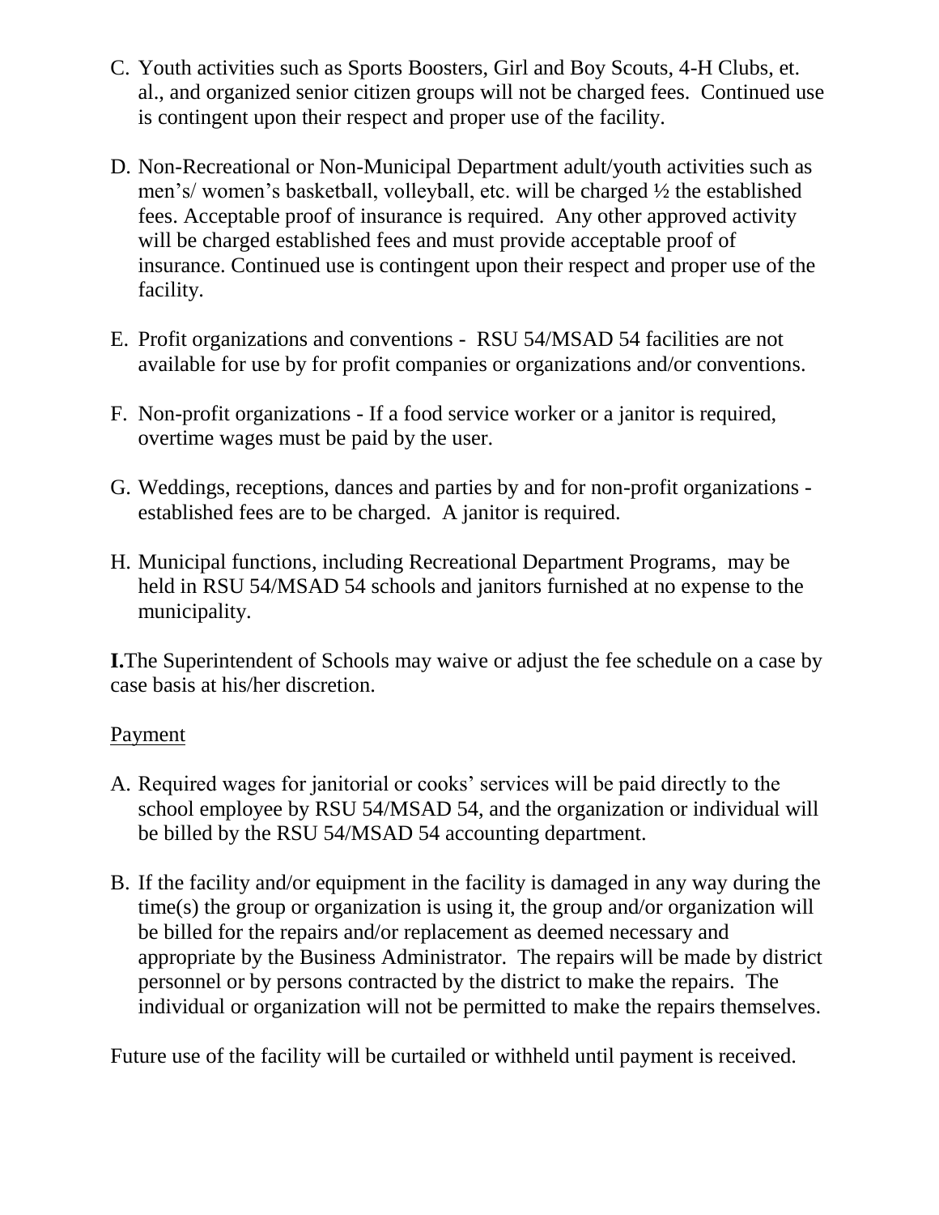C. Youth activities such as Sports Boosters, Girl and Boy Scouts, 4-H Clubs, et. al., and organized senior citizen groups will not be charged fees. Continued use is contingent upon their respect and proper use of the facility.

D. Non-Recreational or Non-Municipal Department adult/youth activities such as men's/ women's basketball, volleyball, etc. will be charged ½ the established fees. Acceptable proof of insurance is required. Any other approved activity will be charged established fees and must provide acceptable proof of insurance. Continued use is contingent upon their respect and proper use of the facility.

E. Profit organizations and conventions - RSU 54/MSAD 54 facilities are not available for use by for profit companies or organizations and/or conventions.

F. Non-profit organizations - If a food service worker or a janitor is required, overtime wages must be paid by the user.

G. Weddings, receptions, dances and parties by and for non-profit organizations - established fees are to be charged. A janitor is required.

H. Municipal functions, including Recreational Department Programs, may be held in RSU 54/MSAD 54 schools and janitors furnished at no expense to the municipality.

**I.** The Superintendent of Schools may waive or adjust the fee schedule on a case by case basis at his/her discretion.

Payment

A. Required wages for janitorial or cooks' services will be paid directly to the school employee by RSU 54/MSAD 54, and the organization or individual will be billed by the RSU 54/MSAD 54 accounting department.

B. If the facility and/or equipment in the facility is damaged in any way during the time(s) the group or organization is using it, the group and/or organization will be billed for the repairs and/or replacement as deemed necessary and appropriate by the Business Administrator. The repairs will be made by district personnel or by persons contracted by the district to make the repairs. The individual or organization will not be permitted to make the repairs themselves.

Future use of the facility will be curtailed or withheld until payment is received.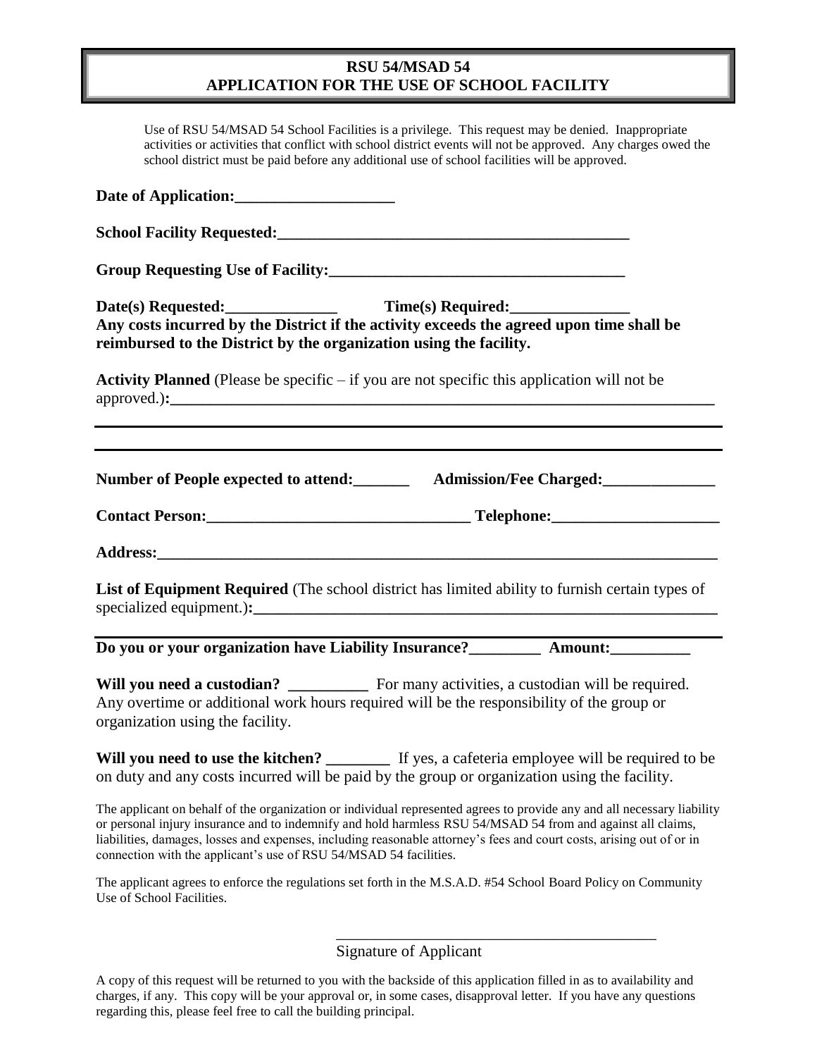# RSU 54/MSAD 54
# APPLICATION FOR THE USE OF SCHOOL FACILITY

Use of RSU 54/MSAD 54 School Facilities is a privilege. This request may be denied. Inappropriate activities or activities that conflict with school district events will not be approved. Any charges owed the school district must be paid before any additional use of school facilities will be approved.

**Date of Application:____________________**

**School Facility Requested:_____________________________________________**

**Group Requesting Use of Facility:_____________________________________**

**Date(s) Requested:______________ Time(s) Required:_______________**

**Any costs incurred by the District if the activity exceeds the agreed upon time shall be reimbursed to the District by the organization using the facility.**

**Activity Planned** (Please be specific – if you are not specific this application will not be approved.)**:_________________________________________________________________**

_____________________________________________________________________________

_____________________________________________________________________________

**Number of People expected to attend:_______ Admission/Fee Charged:______________**

**Contact Person:_________________________________ Telephone:_____________________**

**Address:___________________________________________________________________**

**List of Equipment Required** (The school district has limited ability to furnish certain types of specialized equipment.)**:_______________________________________________________**

_____________________________________________________________________________

**Do you or your organization have Liability Insurance?_________ Amount:__________**

**Will you need a custodian? __________** For many activities, a custodian will be required. Any overtime or additional work hours required will be the responsibility of the group or organization using the facility.

**Will you need to use the kitchen? ________** If yes, a cafeteria employee will be required to be on duty and any costs incurred will be paid by the group or organization using the facility.

The applicant on behalf of the organization or individual represented agrees to provide any and all necessary liability or personal injury insurance and to indemnify and hold harmless RSU 54/MSAD 54 from and against all claims, liabilities, damages, losses and expenses, including reasonable attorney's fees and court costs, arising out of or in connection with the applicant's use of RSU 54/MSAD 54 facilities.

The applicant agrees to enforce the regulations set forth in the M.S.A.D. #54 School Board Policy on Community Use of School Facilities.

__________________________________________

Signature of Applicant

A copy of this request will be returned to you with the backside of this application filled in as to availability and charges, if any. This copy will be your approval or, in some cases, disapproval letter. If you have any questions regarding this, please feel free to call the building principal.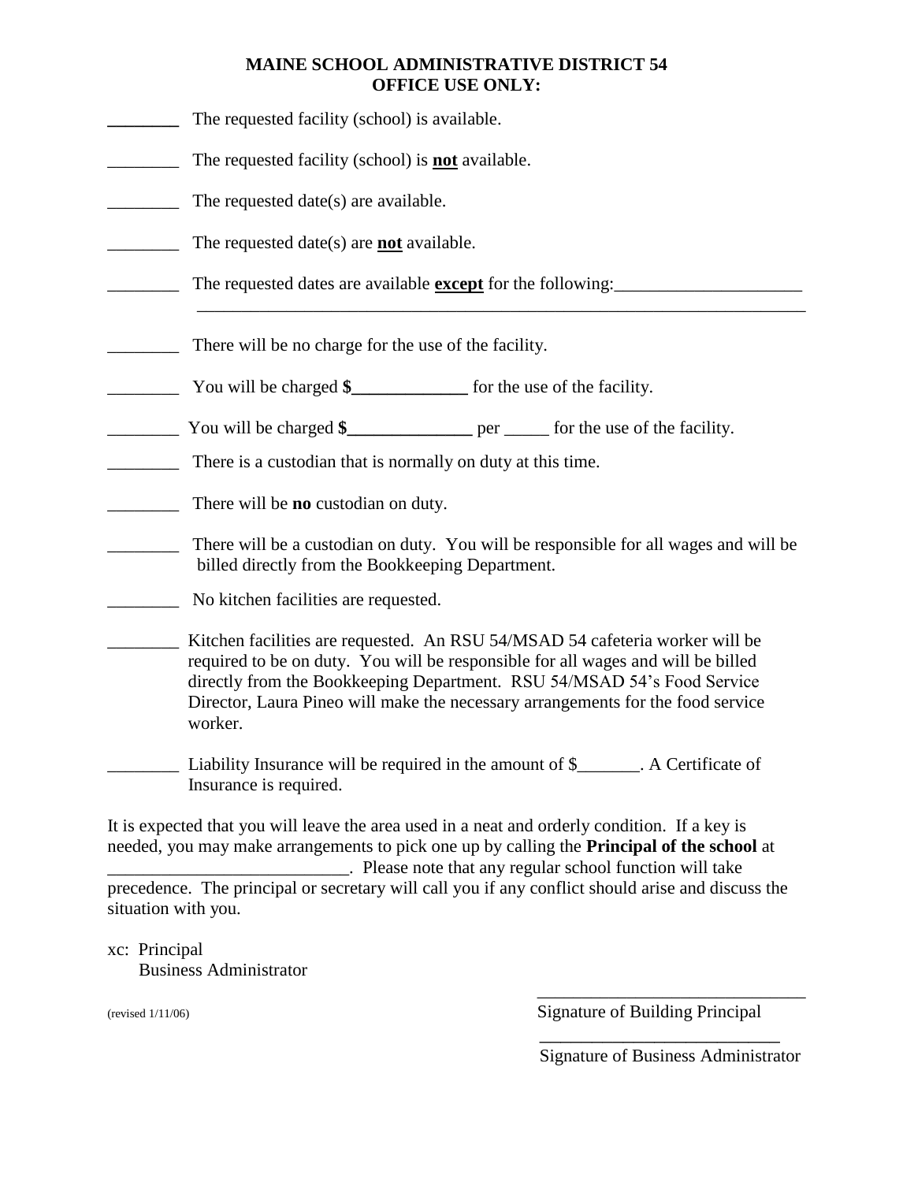**MAINE SCHOOL ADMINISTRATIVE DISTRICT 54**
**OFFICE USE ONLY:**

________ The requested facility (school) is available.

________ The requested facility (school) is **not** available.

________ The requested date(s) are available.

________ The requested date(s) are **not** available.

________ The requested dates are available **except** for the following:_____________________
_______________________________________________________________________

________ There will be no charge for the use of the facility.

________ You will be charged **$_____________** for the use of the facility.

________ You will be charged **$______________** per _____ for the use of the facility.

________ There is a custodian that is normally on duty at this time.

________ There will be **no** custodian on duty.

________ There will be a custodian on duty. You will be responsible for all wages and will be billed directly from the Bookkeeping Department.

________ No kitchen facilities are requested.

________ Kitchen facilities are requested. An RSU 54/MSAD 54 cafeteria worker will be required to be on duty. You will be responsible for all wages and will be billed directly from the Bookkeeping Department. RSU 54/MSAD 54's Food Service Director, Laura Pineo will make the necessary arrangements for the food service worker.

________ Liability Insurance will be required in the amount of $_______. A Certificate of Insurance is required.

It is expected that you will leave the area used in a neat and orderly condition. If a key is needed, you may make arrangements to pick one up by calling the **Principal of the school** at ___________________________. Please note that any regular school function will take precedence. The principal or secretary will call you if any conflict should arise and discuss the situation with you.

xc: Principal
Business Administrator

(revised 1/11/06)

_______________________________
Signature of Building Principal

_______________________________
Signature of Business Administrator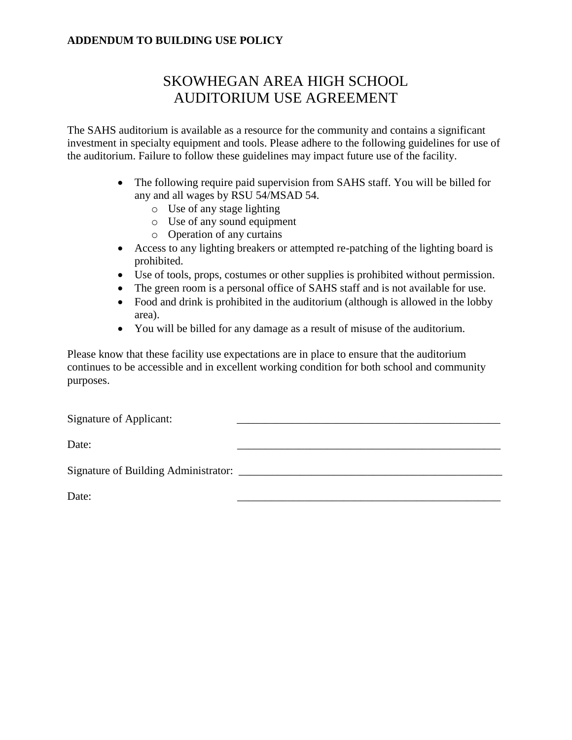**ADDENDUM TO BUILDING USE POLICY**

# SKOWHEGAN AREA HIGH SCHOOL
# AUDITORIUM USE AGREEMENT

The SAHS auditorium is available as a resource for the community and contains a significant investment in specialty equipment and tools. Please adhere to the following guidelines for use of the auditorium. Failure to follow these guidelines may impact future use of the facility.

- The following require paid supervision from SAHS staff. You will be billed for any and all wages by RSU 54/MSAD 54.
  - Use of any stage lighting
  - Use of any sound equipment
  - Operation of any curtains
- Access to any lighting breakers or attempted re-patching of the lighting board is prohibited.
- Use of tools, props, costumes or other supplies is prohibited without permission.
- The green room is a personal office of SAHS staff and is not available for use.
- Food and drink is prohibited in the auditorium (although is allowed in the lobby area).
- You will be billed for any damage as a result of misuse of the auditorium.

Please know that these facility use expectations are in place to ensure that the auditorium continues to be accessible and in excellent working condition for both school and community purposes.

Signature of Applicant: ________________________________________________

Date: ________________________________________________

Signature of Building Administrator: ________________________________________________

Date: ________________________________________________